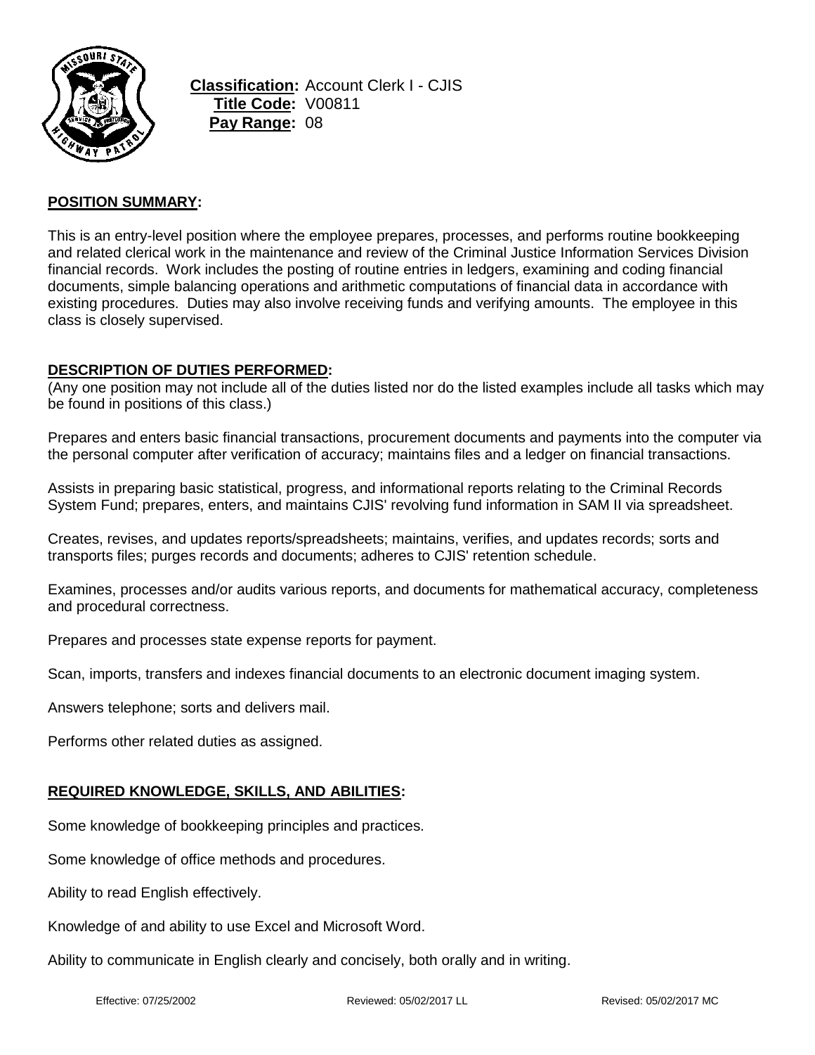**Classification:** Account Clerk I - CJIS
**Title Code:** V00811
**Pay Range:** 08

## POSITION SUMMARY:

This is an entry-level position where the employee prepares, processes, and performs routine bookkeeping and related clerical work in the maintenance and review of the Criminal Justice Information Services Division financial records. Work includes the posting of routine entries in ledgers, examining and coding financial documents, simple balancing operations and arithmetic computations of financial data in accordance with existing procedures. Duties may also involve receiving funds and verifying amounts. The employee in this class is closely supervised.

## DESCRIPTION OF DUTIES PERFORMED:

(Any one position may not include all of the duties listed nor do the listed examples include all tasks which may be found in positions of this class.)

Prepares and enters basic financial transactions, procurement documents and payments into the computer via the personal computer after verification of accuracy; maintains files and a ledger on financial transactions.

Assists in preparing basic statistical, progress, and informational reports relating to the Criminal Records System Fund; prepares, enters, and maintains CJIS' revolving fund information in SAM II via spreadsheet.

Creates, revises, and updates reports/spreadsheets; maintains, verifies, and updates records; sorts and transports files; purges records and documents; adheres to CJIS' retention schedule.

Examines, processes and/or audits various reports, and documents for mathematical accuracy, completeness and procedural correctness.

Prepares and processes state expense reports for payment.

Scan, imports, transfers and indexes financial documents to an electronic document imaging system.

Answers telephone; sorts and delivers mail.

Performs other related duties as assigned.

## REQUIRED KNOWLEDGE, SKILLS, AND ABILITIES:

Some knowledge of bookkeeping principles and practices.

Some knowledge of office methods and procedures.

Ability to read English effectively.

Knowledge of and ability to use Excel and Microsoft Word.

Ability to communicate in English clearly and concisely, both orally and in writing.

Effective: 07/25/2002 Reviewed: 05/02/2017 LL Revised: 05/02/2017 MC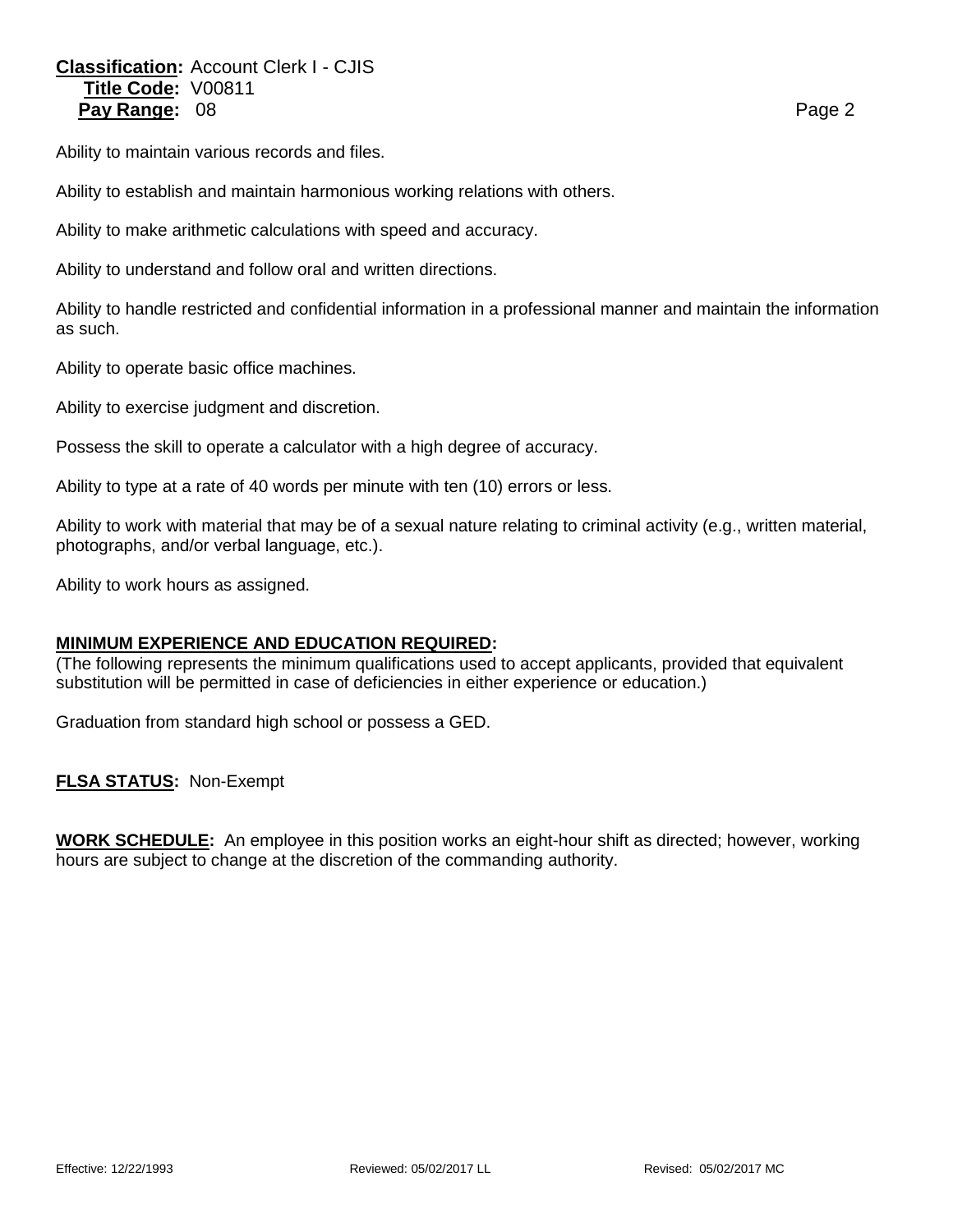Ability to maintain various records and files.

Ability to establish and maintain harmonious working relations with others.

Ability to make arithmetic calculations with speed and accuracy.

Ability to understand and follow oral and written directions.

Ability to handle restricted and confidential information in a professional manner and maintain the information as such.

Ability to operate basic office machines.

Ability to exercise judgment and discretion.

Possess the skill to operate a calculator with a high degree of accuracy.

Ability to type at a rate of 40 words per minute with ten (10) errors or less.

Ability to work with material that may be of a sexual nature relating to criminal activity (e.g., written material, photographs, and/or verbal language, etc.).

Ability to work hours as assigned.

**MINIMUM EXPERIENCE AND EDUCATION REQUIRED:**
(The following represents the minimum qualifications used to accept applicants, provided that equivalent substitution will be permitted in case of deficiencies in either experience or education.)

Graduation from standard high school or possess a GED.

**FLSA STATUS:** Non-Exempt

**WORK SCHEDULE:** An employee in this position works an eight-hour shift as directed; however, working hours are subject to change at the discretion of the commanding authority.